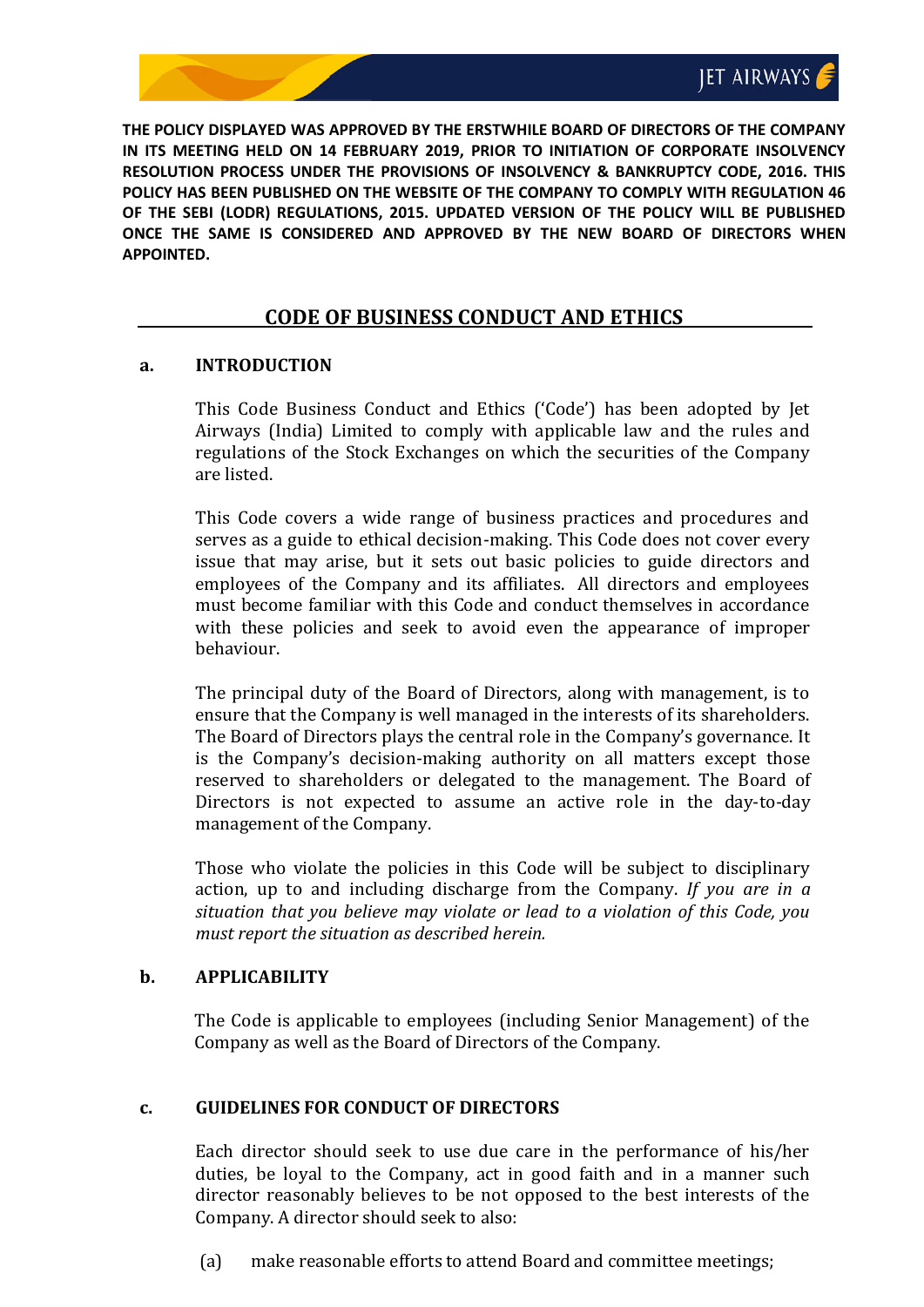**THE POLICY DISPLAYED WAS APPROVED BY THE ERSTWHILE BOARD OF DIRECTORS OF THE COMPANY IN ITS MEETING HELD ON 14 FEBRUARY 2019, PRIOR TO INITIATION OF CORPORATE INSOLVENCY RESOLUTION PROCESS UNDER THE PROVISIONS OF INSOLVENCY & BANKRUPTCY CODE, 2016. THIS POLICY HAS BEEN PUBLISHED ON THE WEBSITE OF THE COMPANY TO COMPLY WITH REGULATION 46 OF THE SEBI (LODR) REGULATIONS, 2015. UPDATED VERSION OF THE POLICY WILL BE PUBLISHED ONCE THE SAME IS CONSIDERED AND APPROVED BY THE NEW BOARD OF DIRECTORS WHEN APPOINTED.**

# CODE OF BUSINESS CONDUCT AND ETHICS

## a. INTRODUCTION

This Code Business Conduct and Ethics ('Code') has been adopted by Jet Airways (India) Limited to comply with applicable law and the rules and regulations of the Stock Exchanges on which the securities of the Company are listed.

This Code covers a wide range of business practices and procedures and serves as a guide to ethical decision-making. This Code does not cover every issue that may arise, but it sets out basic policies to guide directors and employees of the Company and its affiliates. All directors and employees must become familiar with this Code and conduct themselves in accordance with these policies and seek to avoid even the appearance of improper behaviour.

The principal duty of the Board of Directors, along with management, is to ensure that the Company is well managed in the interests of its shareholders. The Board of Directors plays the central role in the Company's governance. It is the Company's decision-making authority on all matters except those reserved to shareholders or delegated to the management. The Board of Directors is not expected to assume an active role in the day-to-day management of the Company.

Those who violate the policies in this Code will be subject to disciplinary action, up to and including discharge from the Company. *If you are in a situation that you believe may violate or lead to a violation of this Code, you must report the situation as described herein.*

## b. APPLICABILITY

The Code is applicable to employees (including Senior Management) of the Company as well as the Board of Directors of the Company.

## c. GUIDELINES FOR CONDUCT OF DIRECTORS

Each director should seek to use due care in the performance of his/her duties, be loyal to the Company, act in good faith and in a manner such director reasonably believes to be not opposed to the best interests of the Company. A director should seek to also:

(a) make reasonable efforts to attend Board and committee meetings;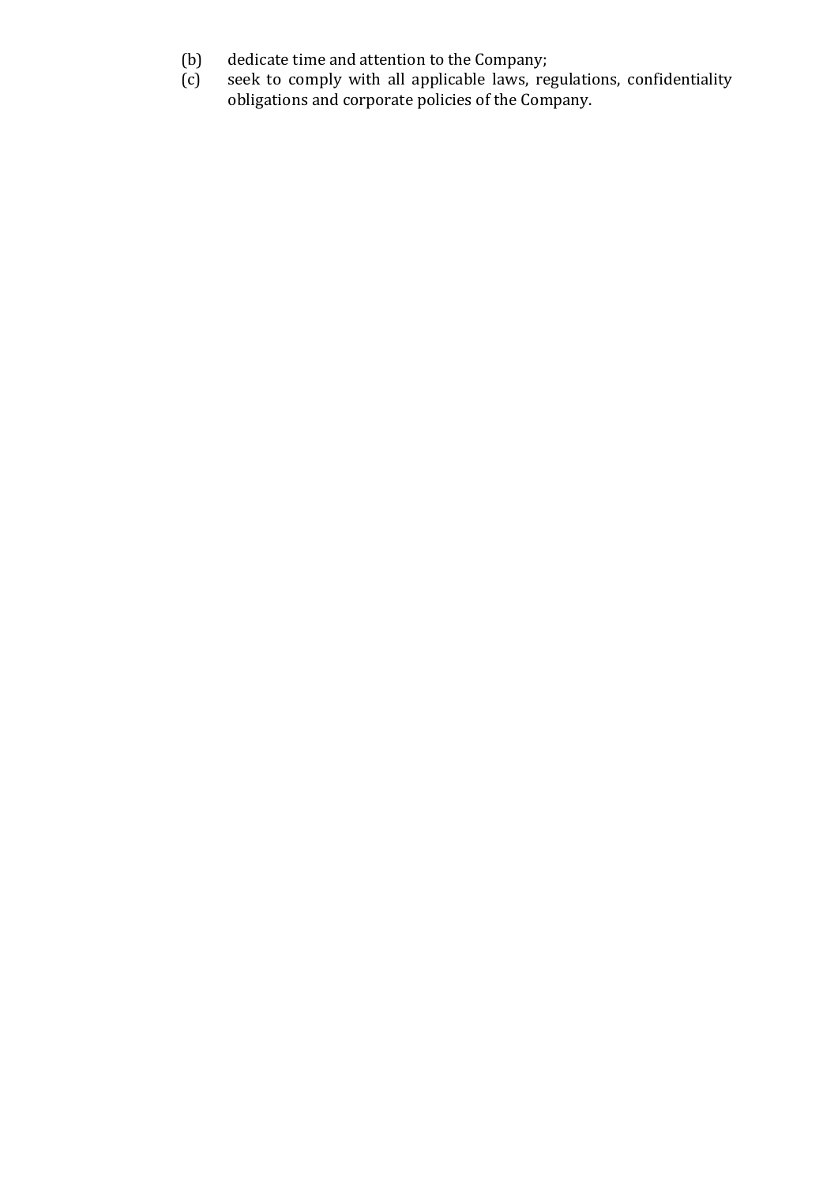(b) dedicate time and attention to the Company;

(c) seek to comply with all applicable laws, regulations, confidentiality obligations and corporate policies of the Company.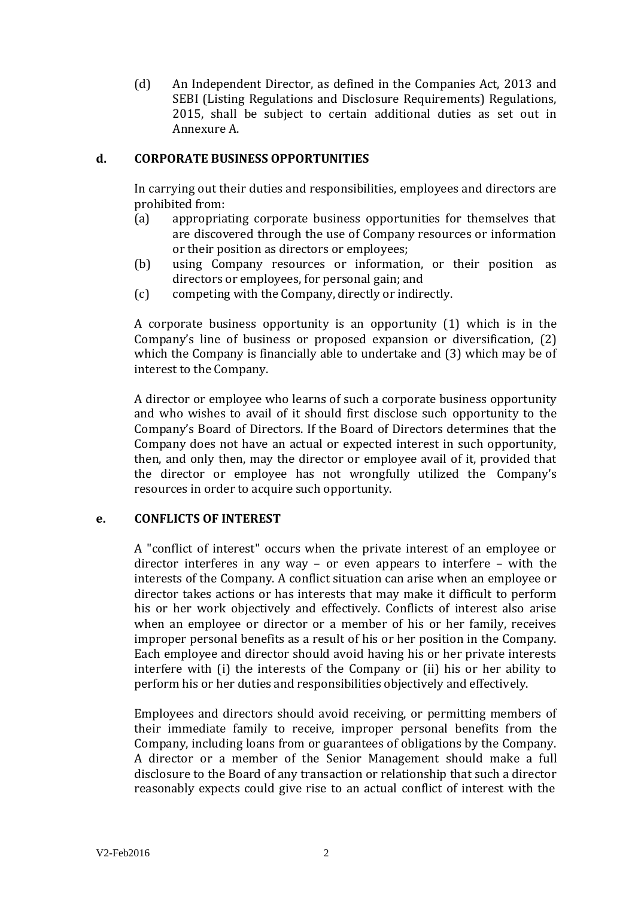(d) An Independent Director, as defined in the Companies Act, 2013 and SEBI (Listing Regulations and Disclosure Requirements) Regulations, 2015, shall be subject to certain additional duties as set out in Annexure A.

## d. CORPORATE BUSINESS OPPORTUNITIES

In carrying out their duties and responsibilities, employees and directors are prohibited from:

(a) appropriating corporate business opportunities for themselves that are discovered through the use of Company resources or information or their position as directors or employees;

(b) using Company resources or information, or their position as directors or employees, for personal gain; and

(c) competing with the Company, directly or indirectly.

A corporate business opportunity is an opportunity (1) which is in the Company's line of business or proposed expansion or diversification, (2) which the Company is financially able to undertake and (3) which may be of interest to the Company.

A director or employee who learns of such a corporate business opportunity and who wishes to avail of it should first disclose such opportunity to the Company's Board of Directors. If the Board of Directors determines that the Company does not have an actual or expected interest in such opportunity, then, and only then, may the director or employee avail of it, provided that the director or employee has not wrongfully utilized the Company's resources in order to acquire such opportunity.

## e. CONFLICTS OF INTEREST

A "conflict of interest" occurs when the private interest of an employee or director interferes in any way – or even appears to interfere – with the interests of the Company. A conflict situation can arise when an employee or director takes actions or has interests that may make it difficult to perform his or her work objectively and effectively. Conflicts of interest also arise when an employee or director or a member of his or her family, receives improper personal benefits as a result of his or her position in the Company. Each employee and director should avoid having his or her private interests interfere with (i) the interests of the Company or (ii) his or her ability to perform his or her duties and responsibilities objectively and effectively.

Employees and directors should avoid receiving, or permitting members of their immediate family to receive, improper personal benefits from the Company, including loans from or guarantees of obligations by the Company. A director or a member of the Senior Management should make a full disclosure to the Board of any transaction or relationship that such a director reasonably expects could give rise to an actual conflict of interest with the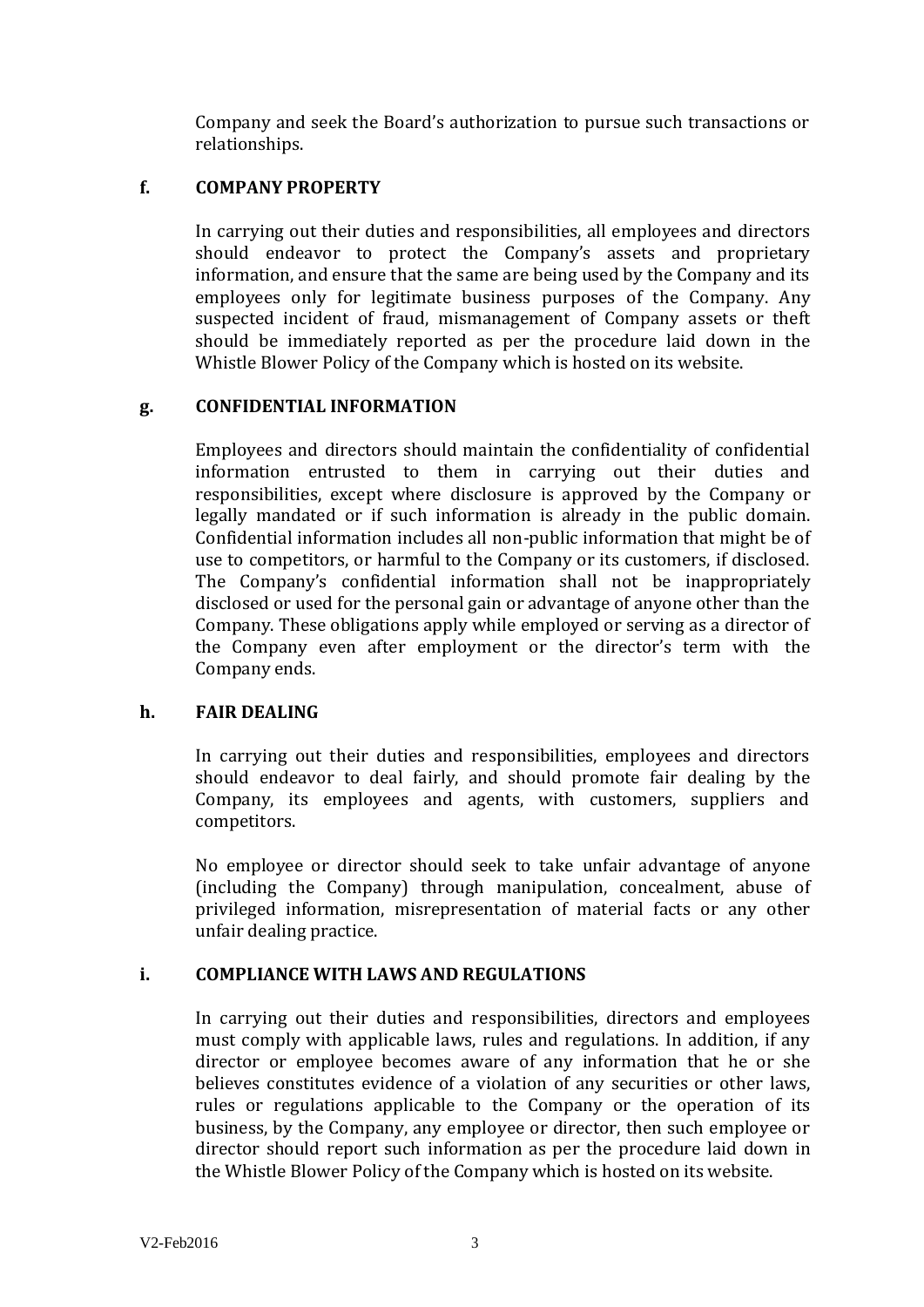Company and seek the Board's authorization to pursue such transactions or relationships.

### f. COMPANY PROPERTY

In carrying out their duties and responsibilities, all employees and directors should endeavor to protect the Company's assets and proprietary information, and ensure that the same are being used by the Company and its employees only for legitimate business purposes of the Company. Any suspected incident of fraud, mismanagement of Company assets or theft should be immediately reported as per the procedure laid down in the Whistle Blower Policy of the Company which is hosted on its website.

### g. CONFIDENTIAL INFORMATION

Employees and directors should maintain the confidentiality of confidential information entrusted to them in carrying out their duties and responsibilities, except where disclosure is approved by the Company or legally mandated or if such information is already in the public domain. Confidential information includes all non-public information that might be of use to competitors, or harmful to the Company or its customers, if disclosed. The Company's confidential information shall not be inappropriately disclosed or used for the personal gain or advantage of anyone other than the Company. These obligations apply while employed or serving as a director of the Company even after employment or the director's term with the Company ends.

### h. FAIR DEALING

In carrying out their duties and responsibilities, employees and directors should endeavor to deal fairly, and should promote fair dealing by the Company, its employees and agents, with customers, suppliers and competitors.

No employee or director should seek to take unfair advantage of anyone (including the Company) through manipulation, concealment, abuse of privileged information, misrepresentation of material facts or any other unfair dealing practice.

### i. COMPLIANCE WITH LAWS AND REGULATIONS

In carrying out their duties and responsibilities, directors and employees must comply with applicable laws, rules and regulations. In addition, if any director or employee becomes aware of any information that he or she believes constitutes evidence of a violation of any securities or other laws, rules or regulations applicable to the Company or the operation of its business, by the Company, any employee or director, then such employee or director should report such information as per the procedure laid down in the Whistle Blower Policy of the Company which is hosted on its website.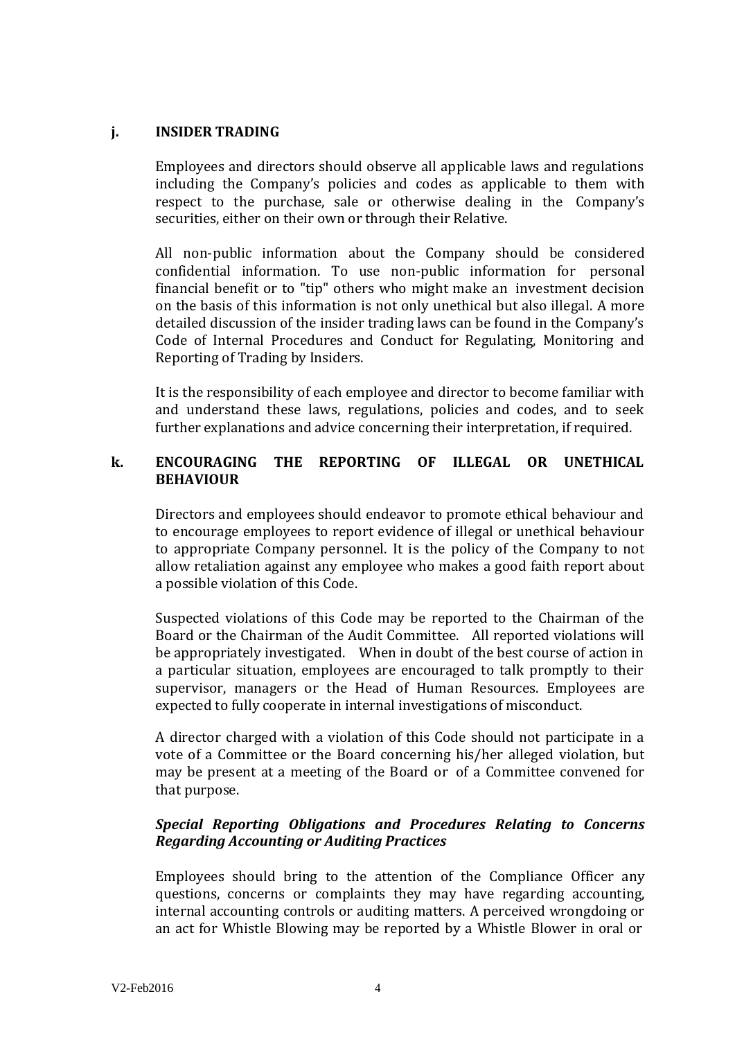### j. INSIDER TRADING

Employees and directors should observe all applicable laws and regulations including the Company's policies and codes as applicable to them with respect to the purchase, sale or otherwise dealing in the Company's securities, either on their own or through their Relative.

All non-public information about the Company should be considered confidential information. To use non-public information for personal financial benefit or to "tip" others who might make an investment decision on the basis of this information is not only unethical but also illegal. A more detailed discussion of the insider trading laws can be found in the Company's Code of Internal Procedures and Conduct for Regulating, Monitoring and Reporting of Trading by Insiders.

It is the responsibility of each employee and director to become familiar with and understand these laws, regulations, policies and codes, and to seek further explanations and advice concerning their interpretation, if required.

### k. ENCOURAGING THE REPORTING OF ILLEGAL OR UNETHICAL BEHAVIOUR

Directors and employees should endeavor to promote ethical behaviour and to encourage employees to report evidence of illegal or unethical behaviour to appropriate Company personnel. It is the policy of the Company to not allow retaliation against any employee who makes a good faith report about a possible violation of this Code.

Suspected violations of this Code may be reported to the Chairman of the Board or the Chairman of the Audit Committee. All reported violations will be appropriately investigated. When in doubt of the best course of action in a particular situation, employees are encouraged to talk promptly to their supervisor, managers or the Head of Human Resources. Employees are expected to fully cooperate in internal investigations of misconduct.

A director charged with a violation of this Code should not participate in a vote of a Committee or the Board concerning his/her alleged violation, but may be present at a meeting of the Board or of a Committee convened for that purpose.

***Special Reporting Obligations and Procedures Relating to Concerns Regarding Accounting or Auditing Practices***

Employees should bring to the attention of the Compliance Officer any questions, concerns or complaints they may have regarding accounting, internal accounting controls or auditing matters. A perceived wrongdoing or an act for Whistle Blowing may be reported by a Whistle Blower in oral or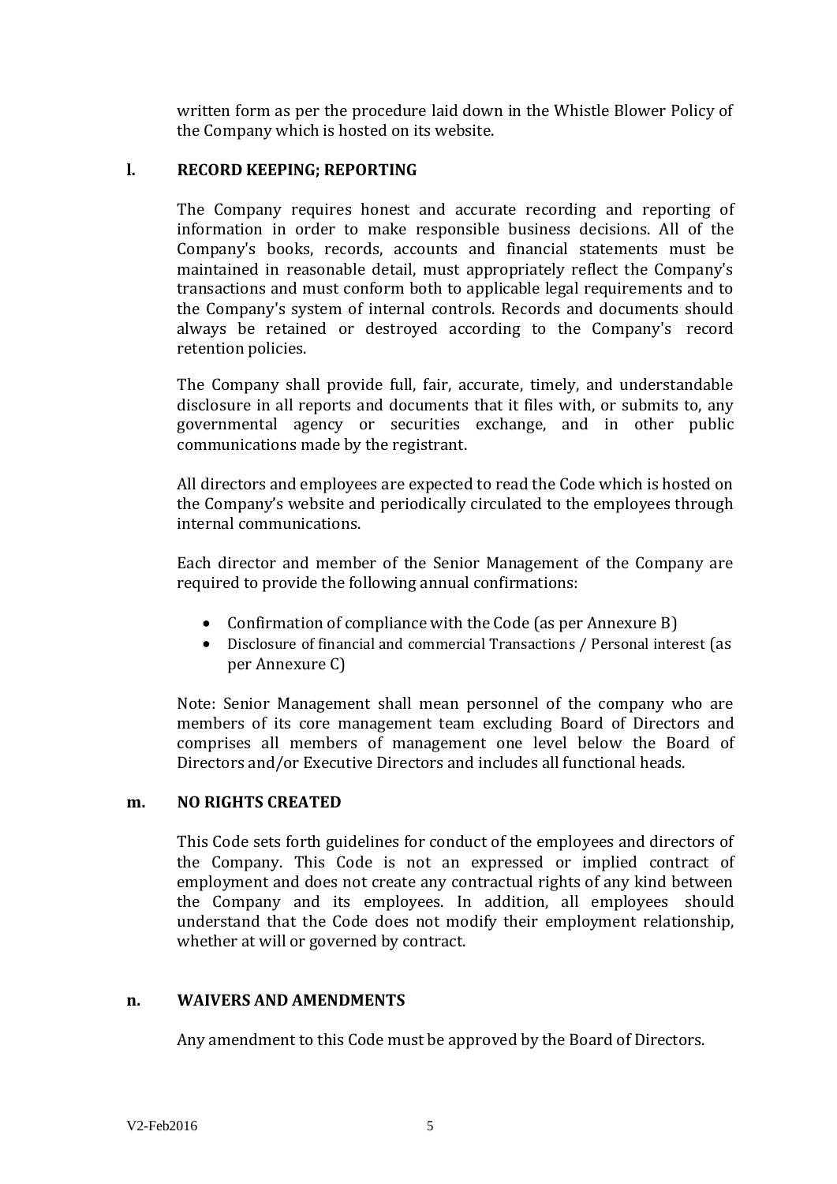written form as per the procedure laid down in the Whistle Blower Policy of the Company which is hosted on its website.

## l. RECORD KEEPING; REPORTING

The Company requires honest and accurate recording and reporting of information in order to make responsible business decisions. All of the Company's books, records, accounts and financial statements must be maintained in reasonable detail, must appropriately reflect the Company's transactions and must conform both to applicable legal requirements and to the Company's system of internal controls. Records and documents should always be retained or destroyed according to the Company's record retention policies.

The Company shall provide full, fair, accurate, timely, and understandable disclosure in all reports and documents that it files with, or submits to, any governmental agency or securities exchange, and in other public communications made by the registrant.

All directors and employees are expected to read the Code which is hosted on the Company's website and periodically circulated to the employees through internal communications.

Each director and member of the Senior Management of the Company are required to provide the following annual confirmations:

- Confirmation of compliance with the Code (as per Annexure B)
- Disclosure of financial and commercial Transactions / Personal interest (as per Annexure C)

Note: Senior Management shall mean personnel of the company who are members of its core management team excluding Board of Directors and comprises all members of management one level below the Board of Directors and/or Executive Directors and includes all functional heads.

## m. NO RIGHTS CREATED

This Code sets forth guidelines for conduct of the employees and directors of the Company. This Code is not an expressed or implied contract of employment and does not create any contractual rights of any kind between the Company and its employees. In addition, all employees should understand that the Code does not modify their employment relationship, whether at will or governed by contract.

## n. WAIVERS AND AMENDMENTS

Any amendment to this Code must be approved by the Board of Directors.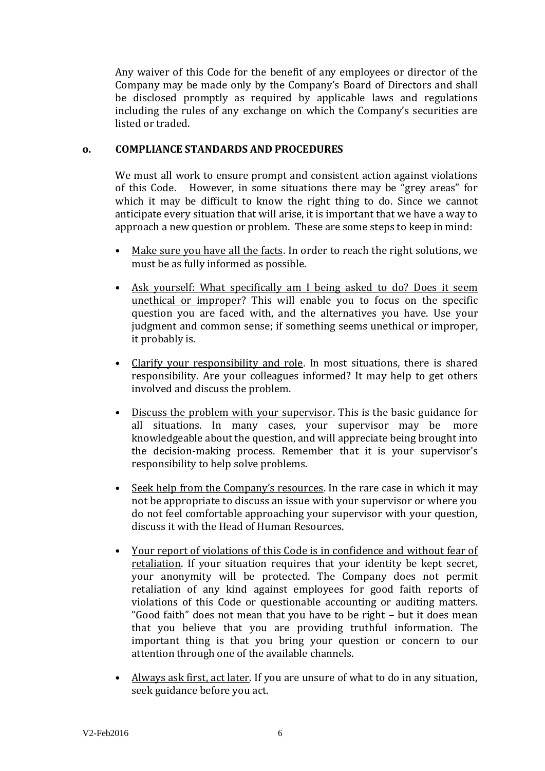Any waiver of this Code for the benefit of any employees or director of the Company may be made only by the Company's Board of Directors and shall be disclosed promptly as required by applicable laws and regulations including the rules of any exchange on which the Company's securities are listed or traded.

## o. COMPLIANCE STANDARDS AND PROCEDURES

We must all work to ensure prompt and consistent action against violations of this Code. However, in some situations there may be "grey areas" for which it may be difficult to know the right thing to do. Since we cannot anticipate every situation that will arise, it is important that we have a way to approach a new question or problem. These are some steps to keep in mind:

- <u>Make sure you have all the facts</u>. In order to reach the right solutions, we must be as fully informed as possible.
- <u>Ask yourself: What specifically am I being asked to do? Does it seem unethical or improper</u>? This will enable you to focus on the specific question you are faced with, and the alternatives you have. Use your judgment and common sense; if something seems unethical or improper, it probably is.
- <u>Clarify your responsibility and role</u>. In most situations, there is shared responsibility. Are your colleagues informed? It may help to get others involved and discuss the problem.
- <u>Discuss the problem with your supervisor</u>. This is the basic guidance for all situations. In many cases, your supervisor may be more knowledgeable about the question, and will appreciate being brought into the decision-making process. Remember that it is your supervisor's responsibility to help solve problems.
- <u>Seek help from the Company's resources</u>. In the rare case in which it may not be appropriate to discuss an issue with your supervisor or where you do not feel comfortable approaching your supervisor with your question, discuss it with the Head of Human Resources.
- <u>Your report of violations of this Code is in confidence and without fear of retaliation</u>. If your situation requires that your identity be kept secret, your anonymity will be protected. The Company does not permit retaliation of any kind against employees for good faith reports of violations of this Code or questionable accounting or auditing matters. "Good faith" does not mean that you have to be right – but it does mean that you believe that you are providing truthful information. The important thing is that you bring your question or concern to our attention through one of the available channels.
- <u>Always ask first, act later</u>. If you are unsure of what to do in any situation, seek guidance before you act.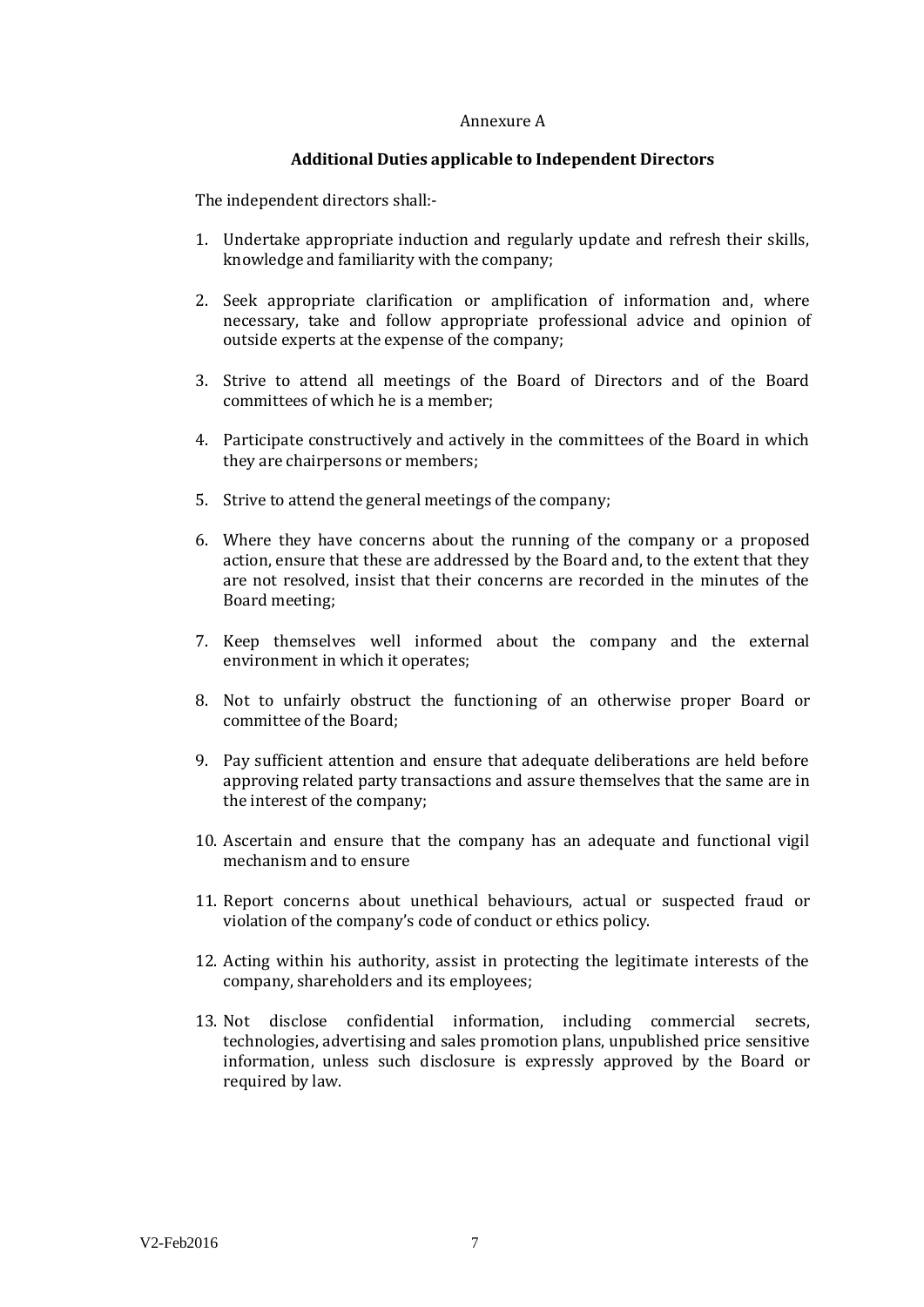Annexure A

## Additional Duties applicable to Independent Directors

The independent directors shall:-

1. Undertake appropriate induction and regularly update and refresh their skills, knowledge and familiarity with the company;

2. Seek appropriate clarification or amplification of information and, where necessary, take and follow appropriate professional advice and opinion of outside experts at the expense of the company;

3. Strive to attend all meetings of the Board of Directors and of the Board committees of which he is a member;

4. Participate constructively and actively in the committees of the Board in which they are chairpersons or members;

5. Strive to attend the general meetings of the company;

6. Where they have concerns about the running of the company or a proposed action, ensure that these are addressed by the Board and, to the extent that they are not resolved, insist that their concerns are recorded in the minutes of the Board meeting;

7. Keep themselves well informed about the company and the external environment in which it operates;

8. Not to unfairly obstruct the functioning of an otherwise proper Board or committee of the Board;

9. Pay sufficient attention and ensure that adequate deliberations are held before approving related party transactions and assure themselves that the same are in the interest of the company;

10. Ascertain and ensure that the company has an adequate and functional vigil mechanism and to ensure

11. Report concerns about unethical behaviours, actual or suspected fraud or violation of the company's code of conduct or ethics policy.

12. Acting within his authority, assist in protecting the legitimate interests of the company, shareholders and its employees;

13. Not disclose confidential information, including commercial secrets, technologies, advertising and sales promotion plans, unpublished price sensitive information, unless such disclosure is expressly approved by the Board or required by law.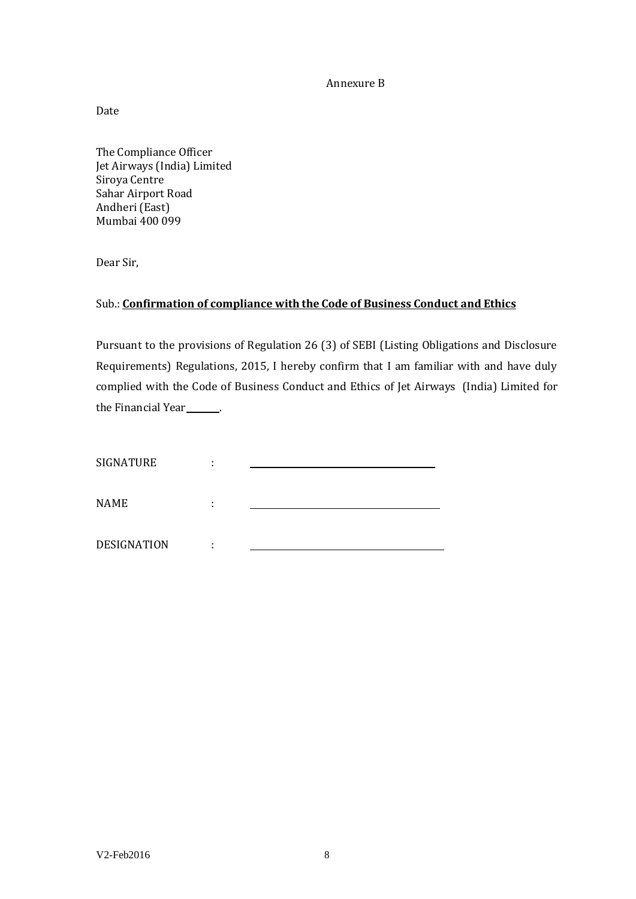Annexure B

Date

The Compliance Officer
Jet Airways (India) Limited
Siroya Centre
Sahar Airport Road
Andheri (East)
Mumbai 400 099

Dear Sir,

Sub.: **Confirmation of compliance with the Code of Business Conduct and Ethics**

Pursuant to the provisions of Regulation 26 (3) of SEBI (Listing Obligations and Disclosure Requirements) Regulations, 2015, I hereby confirm that I am familiar with and have duly complied with the Code of Business Conduct and Ethics of Jet Airways (India) Limited for the Financial Year \_\_\_\_\_\_\_.

SIGNATURE : \_\_\_\_\_\_\_\_\_\_\_\_\_\_\_\_\_\_\_\_\_\_\_\_\_\_\_\_\_\_

NAME : \_\_\_\_\_\_\_\_\_\_\_\_\_\_\_\_\_\_\_\_\_\_\_\_\_\_\_\_\_\_

DESIGNATION : \_\_\_\_\_\_\_\_\_\_\_\_\_\_\_\_\_\_\_\_\_\_\_\_\_\_\_\_\_\_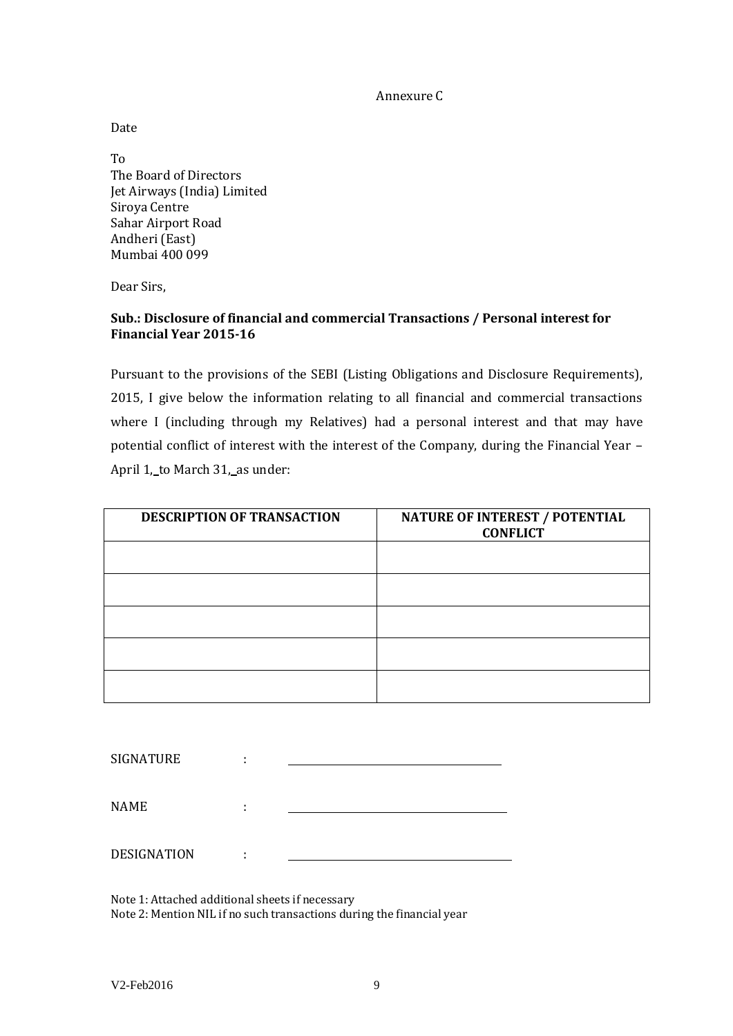Annexure C

Date

To
The Board of Directors
Jet Airways (India) Limited
Siroya Centre
Sahar Airport Road
Andheri (East)
Mumbai 400 099

Dear Sirs,

**Sub.: Disclosure of financial and commercial Transactions / Personal interest for Financial Year 2015-16**

Pursuant to the provisions of the SEBI (Listing Obligations and Disclosure Requirements), 2015, I give below the information relating to all financial and commercial transactions where I (including through my Relatives) had a personal interest and that may have potential conflict of interest with the interest of the Company, during the Financial Year – April 1, _ to March 31, _ as under:

| DESCRIPTION OF TRANSACTION | NATURE OF INTEREST / POTENTIAL CONFLICT |
|---|---|
| | |
| | |
| | |
| | |
| | |

SIGNATURE : ______________________

NAME : ______________________

DESIGNATION : ______________________

Note 1: Attached additional sheets if necessary
Note 2: Mention NIL if no such transactions during the financial year

V2-Feb2016